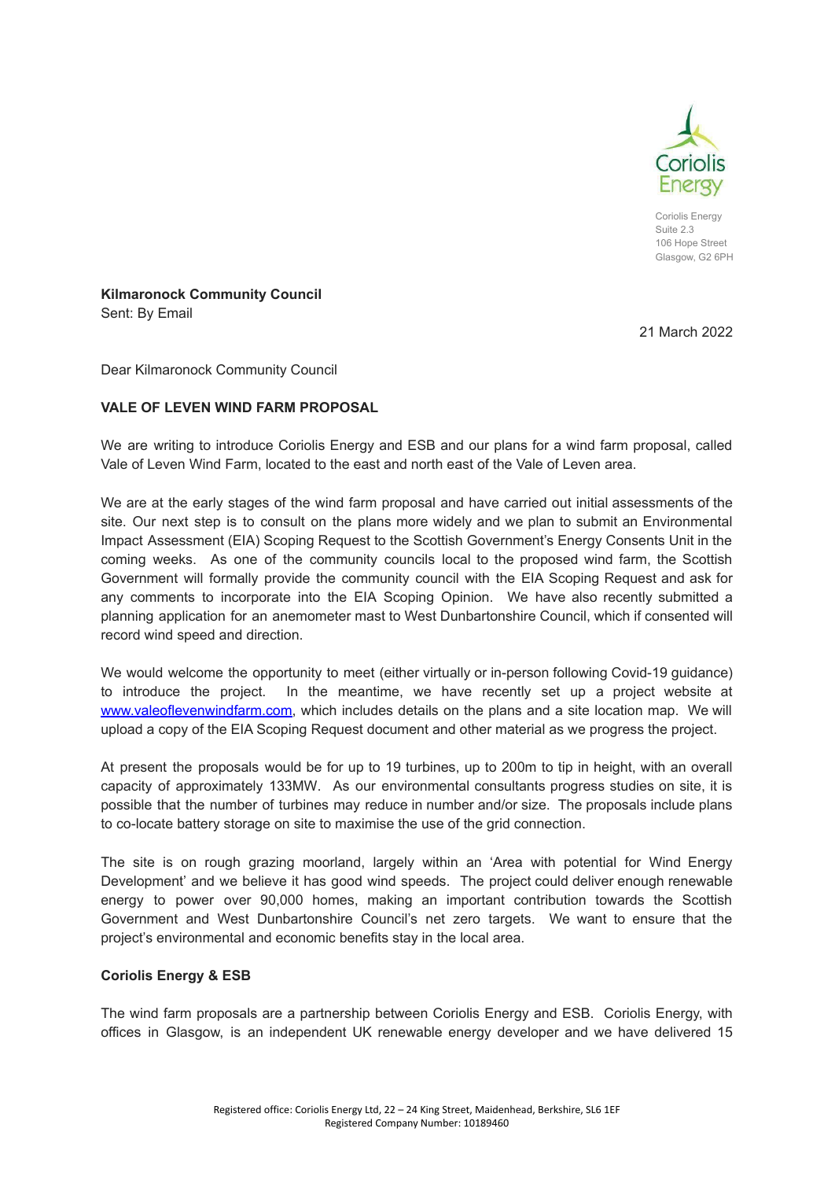Coriolis Energy
Suite 2.3
106 Hope Street
Glasgow, G2 6PH

**Kilmaronock Community Council**
Sent: By Email

21 March 2022

Dear Kilmaronock Community Council

**VALE OF LEVEN WIND FARM PROPOSAL**

We are writing to introduce Coriolis Energy and ESB and our plans for a wind farm proposal, called Vale of Leven Wind Farm, located to the east and north east of the Vale of Leven area.

We are at the early stages of the wind farm proposal and have carried out initial assessments of the site. Our next step is to consult on the plans more widely and we plan to submit an Environmental Impact Assessment (EIA) Scoping Request to the Scottish Government's Energy Consents Unit in the coming weeks. As one of the community councils local to the proposed wind farm, the Scottish Government will formally provide the community council with the EIA Scoping Request and ask for any comments to incorporate into the EIA Scoping Opinion. We have also recently submitted a planning application for an anemometer mast to West Dunbartonshire Council, which if consented will record wind speed and direction.

We would welcome the opportunity to meet (either virtually or in-person following Covid-19 guidance) to introduce the project. In the meantime, we have recently set up a project website at [www.valeoflevenwindfarm.com](www.valeoflevenwindfarm.com), which includes details on the plans and a site location map. We will upload a copy of the EIA Scoping Request document and other material as we progress the project.

At present the proposals would be for up to 19 turbines, up to 200m to tip in height, with an overall capacity of approximately 133MW. As our environmental consultants progress studies on site, it is possible that the number of turbines may reduce in number and/or size. The proposals include plans to co-locate battery storage on site to maximise the use of the grid connection.

The site is on rough grazing moorland, largely within an 'Area with potential for Wind Energy Development' and we believe it has good wind speeds. The project could deliver enough renewable energy to power over 90,000 homes, making an important contribution towards the Scottish Government and West Dunbartonshire Council's net zero targets. We want to ensure that the project's environmental and economic benefits stay in the local area.

**Coriolis Energy & ESB**

The wind farm proposals are a partnership between Coriolis Energy and ESB. Coriolis Energy, with offices in Glasgow, is an independent UK renewable energy developer and we have delivered 15

Registered office: Coriolis Energy Ltd, 22 – 24 King Street, Maidenhead, Berkshire, SL6 1EF
Registered Company Number: 10189460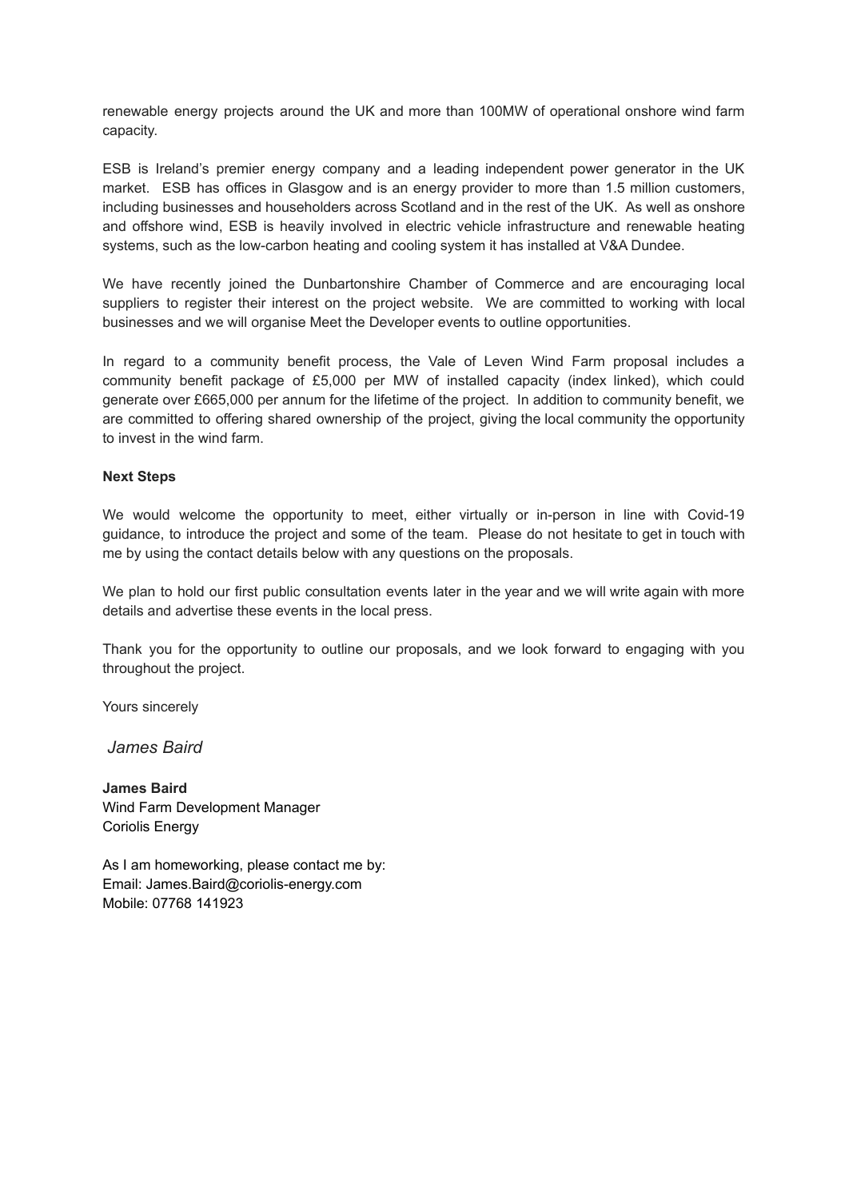renewable energy projects around the UK and more than 100MW of operational onshore wind farm capacity.

ESB is Ireland's premier energy company and a leading independent power generator in the UK market. ESB has offices in Glasgow and is an energy provider to more than 1.5 million customers, including businesses and householders across Scotland and in the rest of the UK. As well as onshore and offshore wind, ESB is heavily involved in electric vehicle infrastructure and renewable heating systems, such as the low-carbon heating and cooling system it has installed at V&A Dundee.

We have recently joined the Dunbartonshire Chamber of Commerce and are encouraging local suppliers to register their interest on the project website. We are committed to working with local businesses and we will organise Meet the Developer events to outline opportunities.

In regard to a community benefit process, the Vale of Leven Wind Farm proposal includes a community benefit package of £5,000 per MW of installed capacity (index linked), which could generate over £665,000 per annum for the lifetime of the project. In addition to community benefit, we are committed to offering shared ownership of the project, giving the local community the opportunity to invest in the wind farm.

**Next Steps**

We would welcome the opportunity to meet, either virtually or in-person in line with Covid-19 guidance, to introduce the project and some of the team. Please do not hesitate to get in touch with me by using the contact details below with any questions on the proposals.

We plan to hold our first public consultation events later in the year and we will write again with more details and advertise these events in the local press.

Thank you for the opportunity to outline our proposals, and we look forward to engaging with you throughout the project.

Yours sincerely

*James Baird*

**James Baird**
Wind Farm Development Manager
Coriolis Energy

As I am homeworking, please contact me by:
Email: James.Baird@coriolis-energy.com
Mobile: 07768 141923